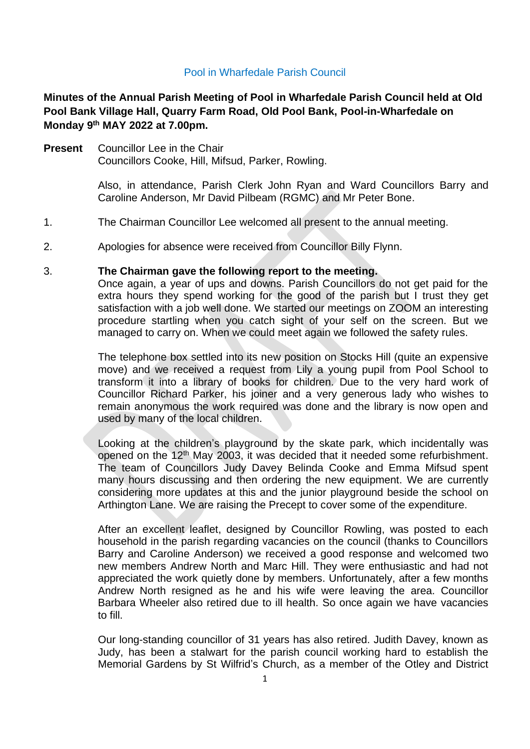Pool in Wharfedale Parish Council

**Minutes of the Annual Parish Meeting of Pool in Wharfedale Parish Council held at Old Pool Bank Village Hall, Quarry Farm Road, Old Pool Bank, Pool-in-Wharfedale on Monday 9th MAY 2022 at 7.00pm.**

**Present** Councillor Lee in the Chair
Councillors Cooke, Hill, Mifsud, Parker, Rowling.

Also, in attendance, Parish Clerk John Ryan and Ward Councillors Barry and Caroline Anderson, Mr David Pilbeam (RGMC) and Mr Peter Bone.

1. The Chairman Councillor Lee welcomed all present to the annual meeting.

2. Apologies for absence were received from Councillor Billy Flynn.

3. **The Chairman gave the following report to the meeting.**

Once again, a year of ups and downs. Parish Councillors do not get paid for the extra hours they spend working for the good of the parish but I trust they get satisfaction with a job well done. We started our meetings on ZOOM an interesting procedure startling when you catch sight of your self on the screen. But we managed to carry on. When we could meet again we followed the safety rules.

The telephone box settled into its new position on Stocks Hill (quite an expensive move) and we received a request from Lily a young pupil from Pool School to transform it into a library of books for children. Due to the very hard work of Councillor Richard Parker, his joiner and a very generous lady who wishes to remain anonymous the work required was done and the library is now open and used by many of the local children.

Looking at the children's playground by the skate park, which incidentally was opened on the 12th May 2003, it was decided that it needed some refurbishment. The team of Councillors Judy Davey Belinda Cooke and Emma Mifsud spent many hours discussing and then ordering the new equipment. We are currently considering more updates at this and the junior playground beside the school on Arthington Lane. We are raising the Precept to cover some of the expenditure.

After an excellent leaflet, designed by Councillor Rowling, was posted to each household in the parish regarding vacancies on the council (thanks to Councillors Barry and Caroline Anderson) we received a good response and welcomed two new members Andrew North and Marc Hill. They were enthusiastic and had not appreciated the work quietly done by members. Unfortunately, after a few months Andrew North resigned as he and his wife were leaving the area. Councillor Barbara Wheeler also retired due to ill health. So once again we have vacancies to fill.

Our long-standing councillor of 31 years has also retired. Judith Davey, known as Judy, has been a stalwart for the parish council working hard to establish the Memorial Gardens by St Wilfrid's Church, as a member of the Otley and District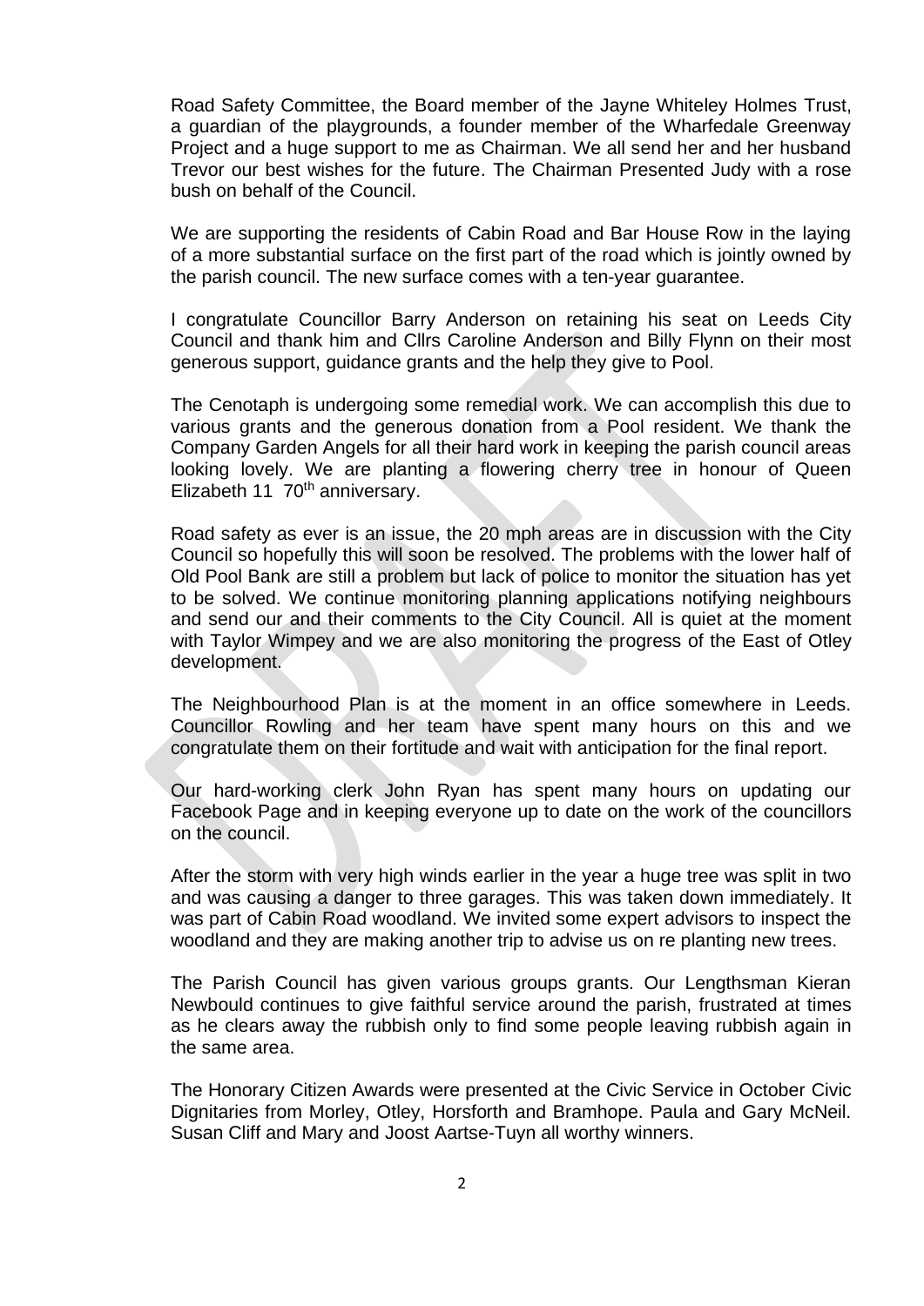Road Safety Committee, the Board member of the Jayne Whiteley Holmes Trust, a guardian of the playgrounds, a founder member of the Wharfedale Greenway Project and a huge support to me as Chairman. We all send her and her husband Trevor our best wishes for the future. The Chairman Presented Judy with a rose bush on behalf of the Council.

We are supporting the residents of Cabin Road and Bar House Row in the laying of a more substantial surface on the first part of the road which is jointly owned by the parish council. The new surface comes with a ten-year guarantee.

I congratulate Councillor Barry Anderson on retaining his seat on Leeds City Council and thank him and Cllrs Caroline Anderson and Billy Flynn on their most generous support, guidance grants and the help they give to Pool.

The Cenotaph is undergoing some remedial work. We can accomplish this due to various grants and the generous donation from a Pool resident. We thank the Company Garden Angels for all their hard work in keeping the parish council areas looking lovely. We are planting a flowering cherry tree in honour of Queen Elizabeth 11 70th anniversary.

Road safety as ever is an issue, the 20 mph areas are in discussion with the City Council so hopefully this will soon be resolved. The problems with the lower half of Old Pool Bank are still a problem but lack of police to monitor the situation has yet to be solved. We continue monitoring planning applications notifying neighbours and send our and their comments to the City Council. All is quiet at the moment with Taylor Wimpey and we are also monitoring the progress of the East of Otley development.

The Neighbourhood Plan is at the moment in an office somewhere in Leeds. Councillor Rowling and her team have spent many hours on this and we congratulate them on their fortitude and wait with anticipation for the final report.

Our hard-working clerk John Ryan has spent many hours on updating our Facebook Page and in keeping everyone up to date on the work of the councillors on the council.

After the storm with very high winds earlier in the year a huge tree was split in two and was causing a danger to three garages. This was taken down immediately. It was part of Cabin Road woodland. We invited some expert advisors to inspect the woodland and they are making another trip to advise us on re planting new trees.

The Parish Council has given various groups grants. Our Lengthsman Kieran Newbould continues to give faithful service around the parish, frustrated at times as he clears away the rubbish only to find some people leaving rubbish again in the same area.

The Honorary Citizen Awards were presented at the Civic Service in October Civic Dignitaries from Morley, Otley, Horsforth and Bramhope. Paula and Gary McNeil. Susan Cliff and Mary and Joost Aartse-Tuyn all worthy winners.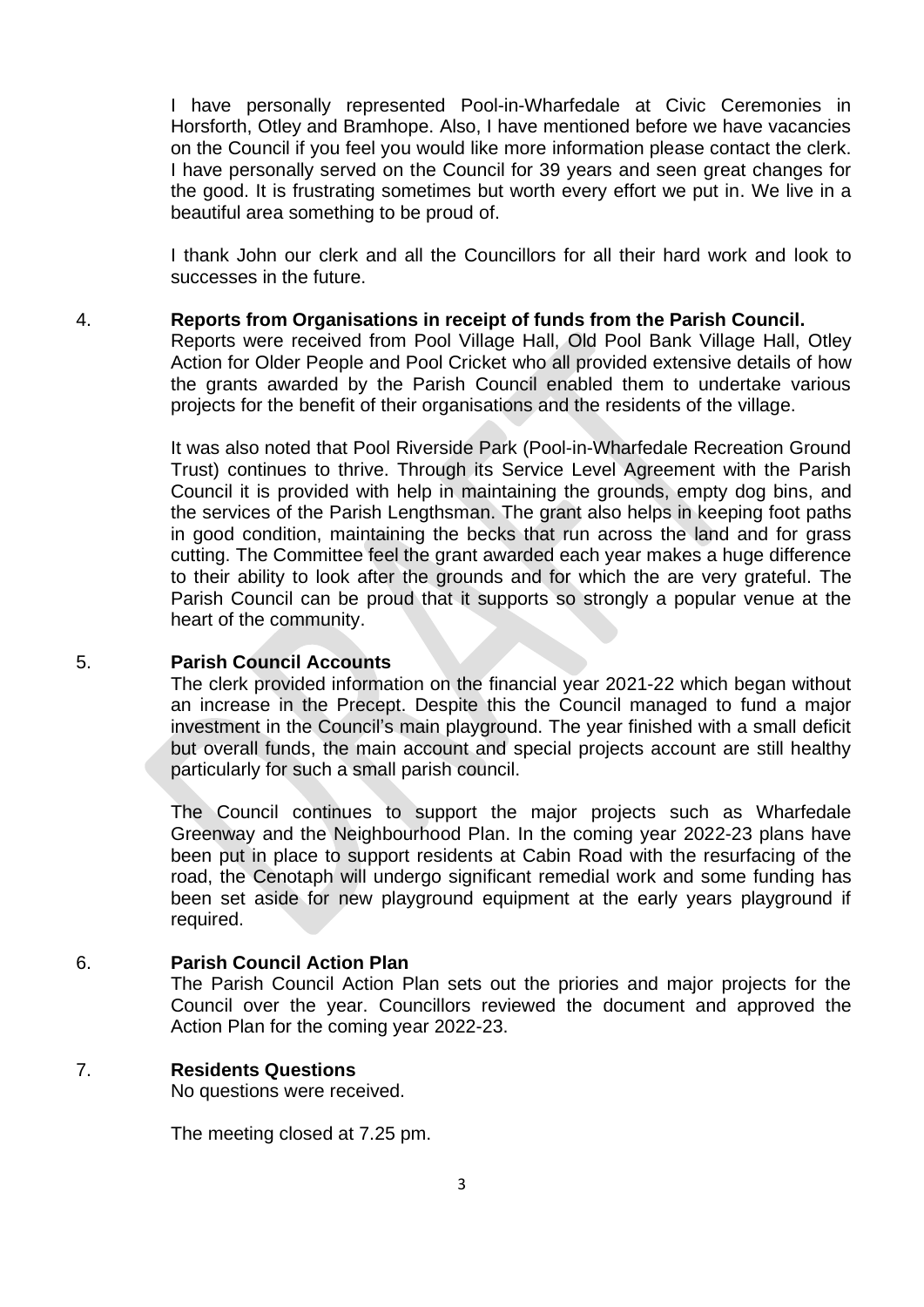I have personally represented Pool-in-Wharfedale at Civic Ceremonies in Horsforth, Otley and Bramhope. Also, I have mentioned before we have vacancies on the Council if you feel you would like more information please contact the clerk. I have personally served on the Council for 39 years and seen great changes for the good. It is frustrating sometimes but worth every effort we put in. We live in a beautiful area something to be proud of.

I thank John our clerk and all the Councillors for all their hard work and look to successes in the future.

4. **Reports from Organisations in receipt of funds from the Parish Council.**

Reports were received from Pool Village Hall, Old Pool Bank Village Hall, Otley Action for Older People and Pool Cricket who all provided extensive details of how the grants awarded by the Parish Council enabled them to undertake various projects for the benefit of their organisations and the residents of the village.

It was also noted that Pool Riverside Park (Pool-in-Wharfedale Recreation Ground Trust) continues to thrive. Through its Service Level Agreement with the Parish Council it is provided with help in maintaining the grounds, empty dog bins, and the services of the Parish Lengthsman. The grant also helps in keeping foot paths in good condition, maintaining the becks that run across the land and for grass cutting. The Committee feel the grant awarded each year makes a huge difference to their ability to look after the grounds and for which the are very grateful. The Parish Council can be proud that it supports so strongly a popular venue at the heart of the community.

5. **Parish Council Accounts**

The clerk provided information on the financial year 2021-22 which began without an increase in the Precept. Despite this the Council managed to fund a major investment in the Council's main playground. The year finished with a small deficit but overall funds, the main account and special projects account are still healthy particularly for such a small parish council.

The Council continues to support the major projects such as Wharfedale Greenway and the Neighbourhood Plan. In the coming year 2022-23 plans have been put in place to support residents at Cabin Road with the resurfacing of the road, the Cenotaph will undergo significant remedial work and some funding has been set aside for new playground equipment at the early years playground if required.

6. **Parish Council Action Plan**

The Parish Council Action Plan sets out the priories and major projects for the Council over the year. Councillors reviewed the document and approved the Action Plan for the coming year 2022-23.

7. **Residents Questions**

No questions were received.

The meeting closed at 7.25 pm.